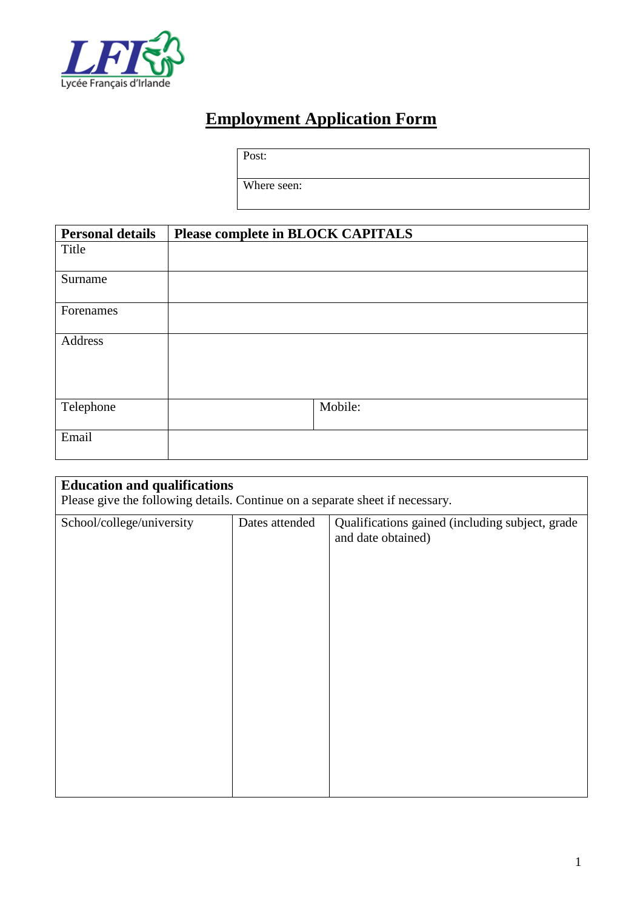LFI
Lycée Français d'Irlande

# Employment Application Form

| Post: |
|---|
| Where seen: |

| Personal details | Please complete in BLOCK CAPITALS | |
|---|---|---|
| Title | | |
| Surname | | |
| Forenames | | |
| Address | | |
| Telephone | | Mobile: |
| Email | | |

**Education and qualifications**
Please give the following details. Continue on a separate sheet if necessary.

| School/college/university | Dates attended | Qualifications gained (including subject, grade and date obtained) |
|---|---|---|
| | | |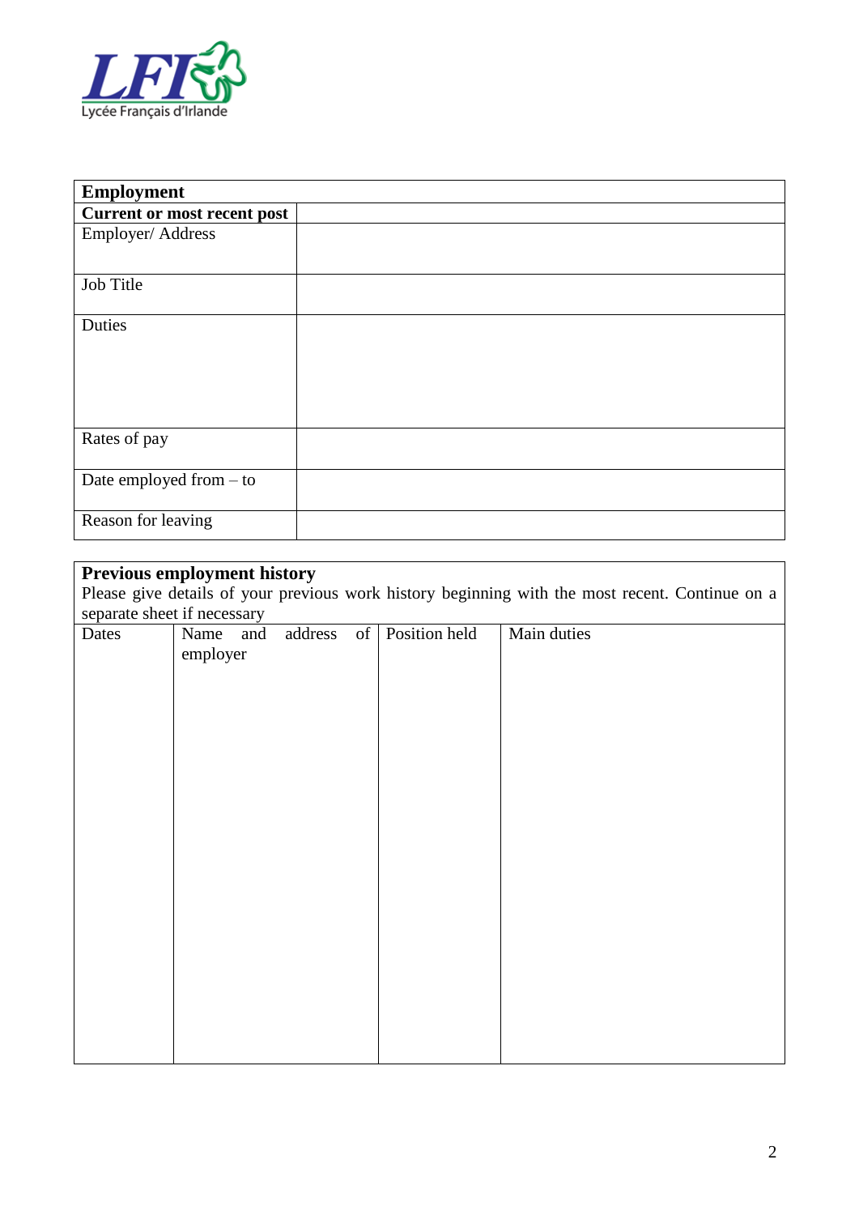Lycée Français d'Irlande

| Employment | |
|---|---|
| **Current or most recent post** | |
| Employer/ Address | |
| Job Title | |
| Duties | |
| Rates of pay | |
| Date employed from – to | |
| Reason for leaving | |

**Previous employment history**

Please give details of your previous work history beginning with the most recent. Continue on a separate sheet if necessary

| Dates | Name and address of employer | Position held | Main duties |
|---|---|---|---|
| | | | |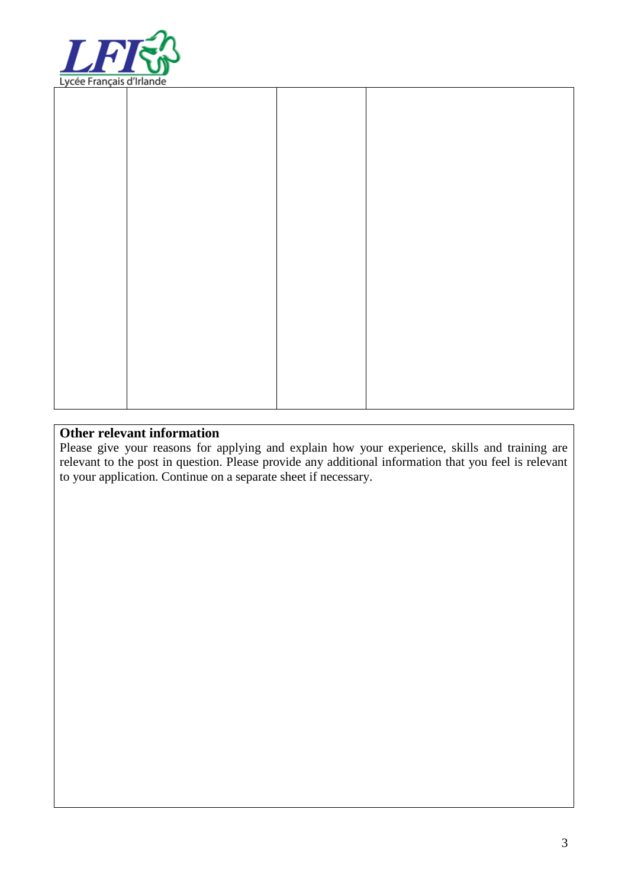| | | | |
|---|---|---|---|
| | | | |

**Other relevant information**

Please give your reasons for applying and explain how your experience, skills and training are relevant to the post in question. Please provide any additional information that you feel is relevant to your application. Continue on a separate sheet if necessary.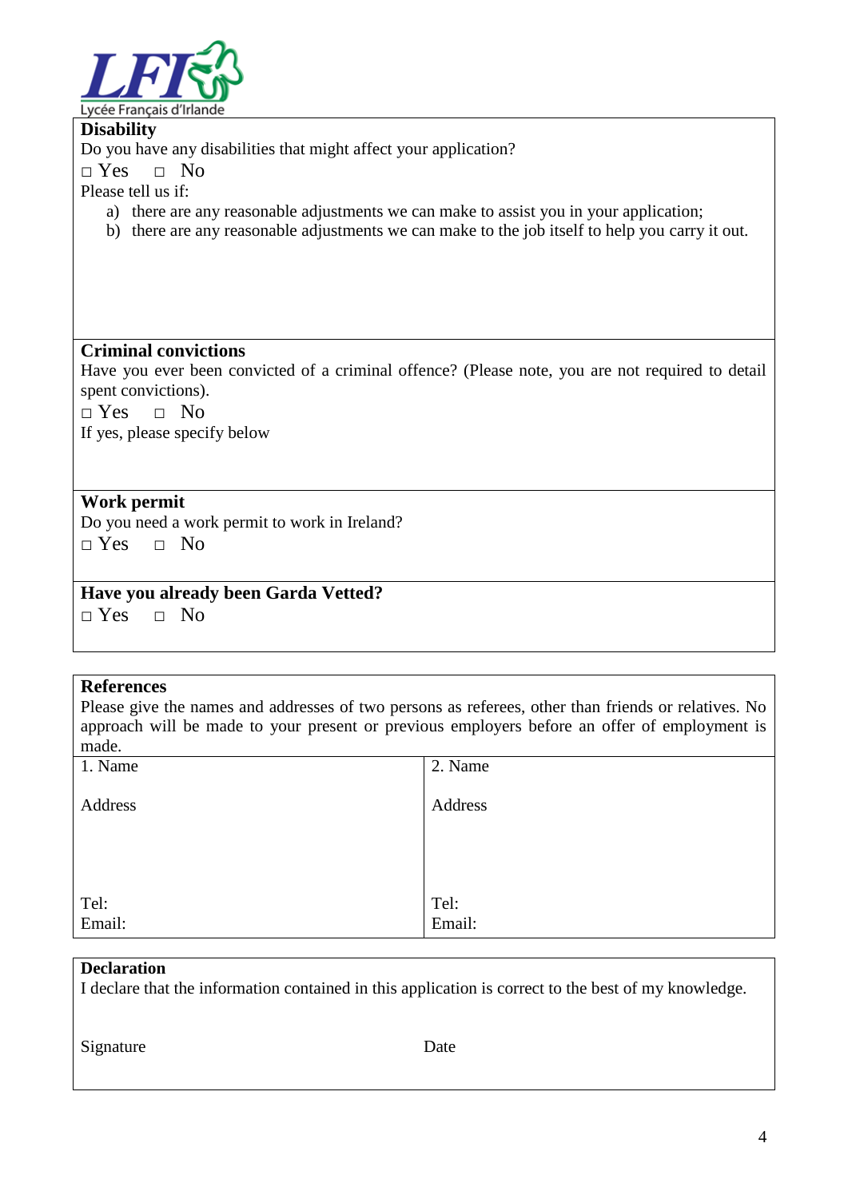Lycée Français d'Irlande

## Disability

Do you have any disabilities that might affect your application?

□ Yes □ No

Please tell us if:

a) there are any reasonable adjustments we can make to assist you in your application;
b) there are any reasonable adjustments we can make to the job itself to help you carry it out.

## Criminal convictions

Have you ever been convicted of a criminal offence? (Please note, you are not required to detail spent convictions).

□ Yes □ No

If yes, please specify below

## Work permit

Do you need a work permit to work in Ireland?

□ Yes □ No

## Have you already been Garda Vetted?

□ Yes □ No

## References

Please give the names and addresses of two persons as referees, other than friends or relatives. No approach will be made to your present or previous employers before an offer of employment is made.

| | |
|---|---|
| 1. Name<br><br>Address<br><br><br><br>Tel:<br>Email: | 2. Name<br><br>Address<br><br><br><br>Tel:<br>Email: |

## Declaration

I declare that the information contained in this application is correct to the best of my knowledge.

Signature Date